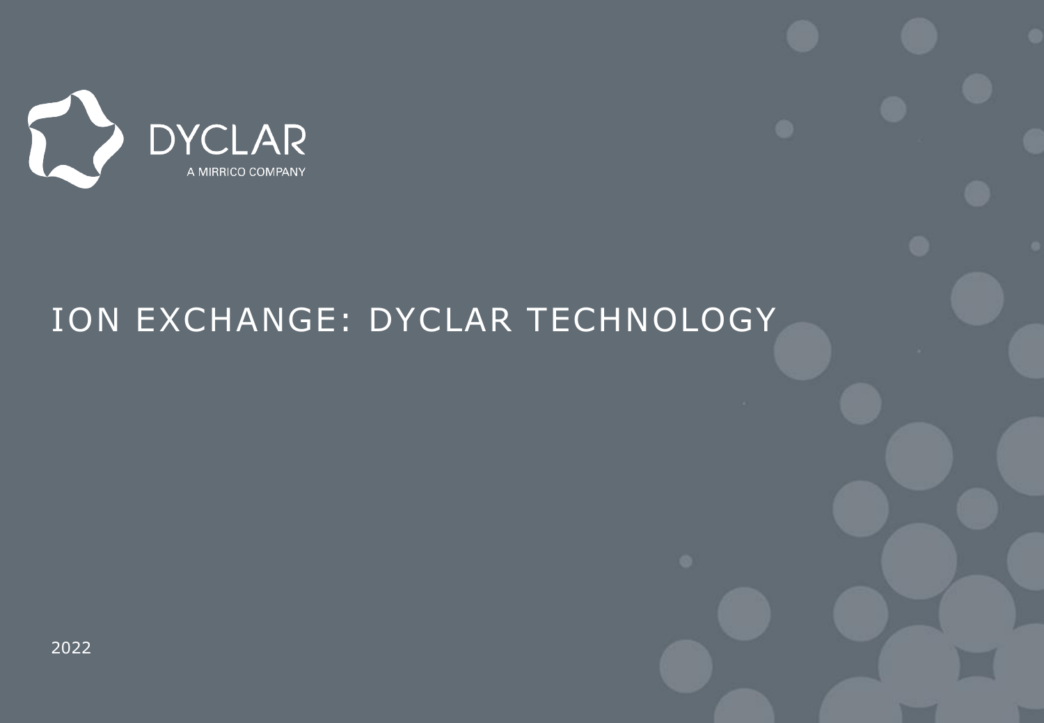DYCLAR

A MIRRICO COMPANY

# ION EXCHANGE: DYCLAR TECHNOLOGY

2022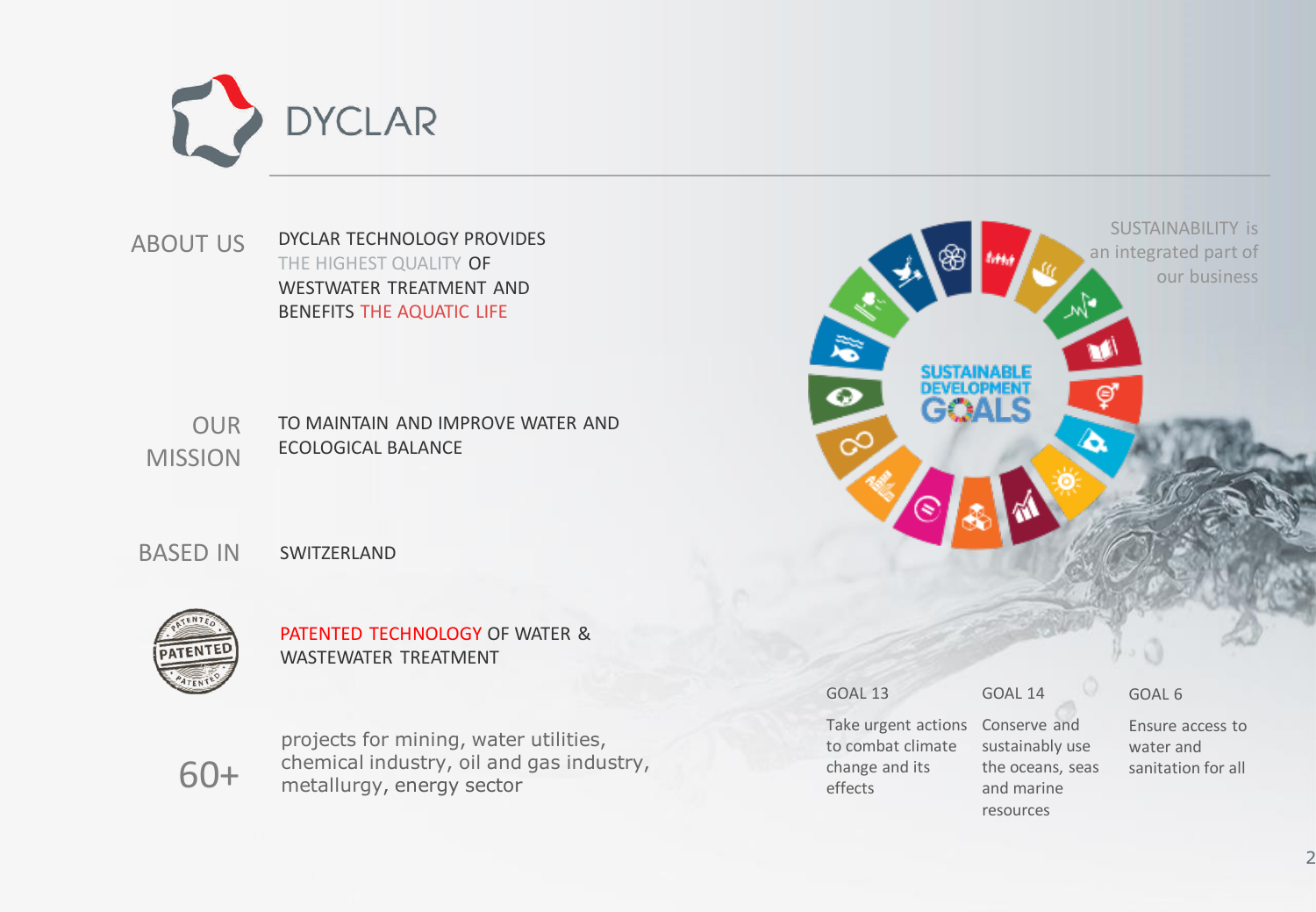# DYCLAR

## ABOUT US

DYCLAR TECHNOLOGY PROVIDES THE HIGHEST QUALITY OF WESTWATER TREATMENT AND BENEFITS THE AQUATIC LIFE

## OUR MISSION

TO MAINTAIN AND IMPROVE WATER AND ECOLOGICAL BALANCE

## BASED IN

SWITZERLAND

PATENTED TECHNOLOGY OF WATER & WASTEWATER TREATMENT

**60+** projects for mining, water utilities, chemical industry, oil and gas industry, metallurgy, energy sector

SUSTAINABILITY is an integrated part of our business

SUSTAINABLE DEVELOPMENT GOALS

**GOAL 13**

Take urgent actions to combat climate change and its effects

**GOAL 14**

Conserve and sustainably use the oceans, seas and marine resources

**GOAL 6**

Ensure access to water and sanitation for all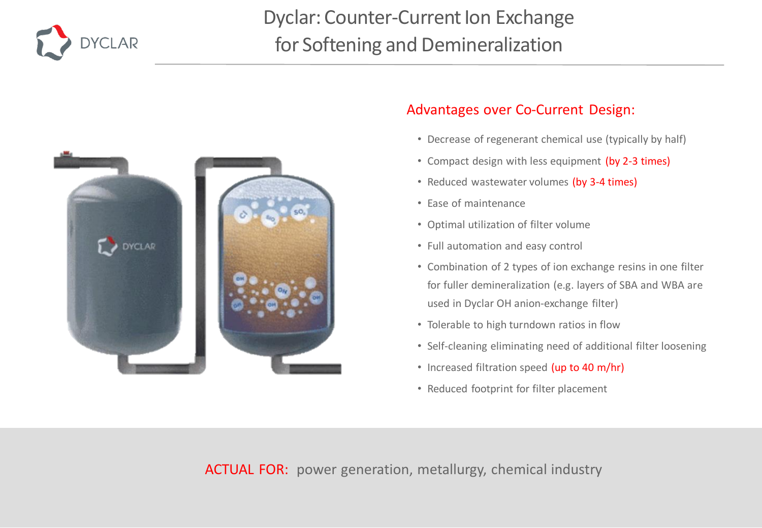# Dyclar: Counter-Current Ion Exchange for Softening and Demineralization

## Advantages over Co-Current Design:

- Decrease of regenerant chemical use (typically by half)
- Compact design with less equipment (by 2-3 times)
- Reduced wastewater volumes (by 3-4 times)
- Ease of maintenance
- Optimal utilization of filter volume
- Full automation and easy control
- Combination of 2 types of ion exchange resins in one filter for fuller demineralization (e.g. layers of SBA and WBA are used in Dyclar OH anion-exchange filter)
- Tolerable to high turndown ratios in flow
- Self-cleaning eliminating need of additional filter loosening
- Increased filtration speed (up to 40 m/hr)
- Reduced footprint for filter placement

ACTUAL FOR: power generation, metallurgy, chemical industry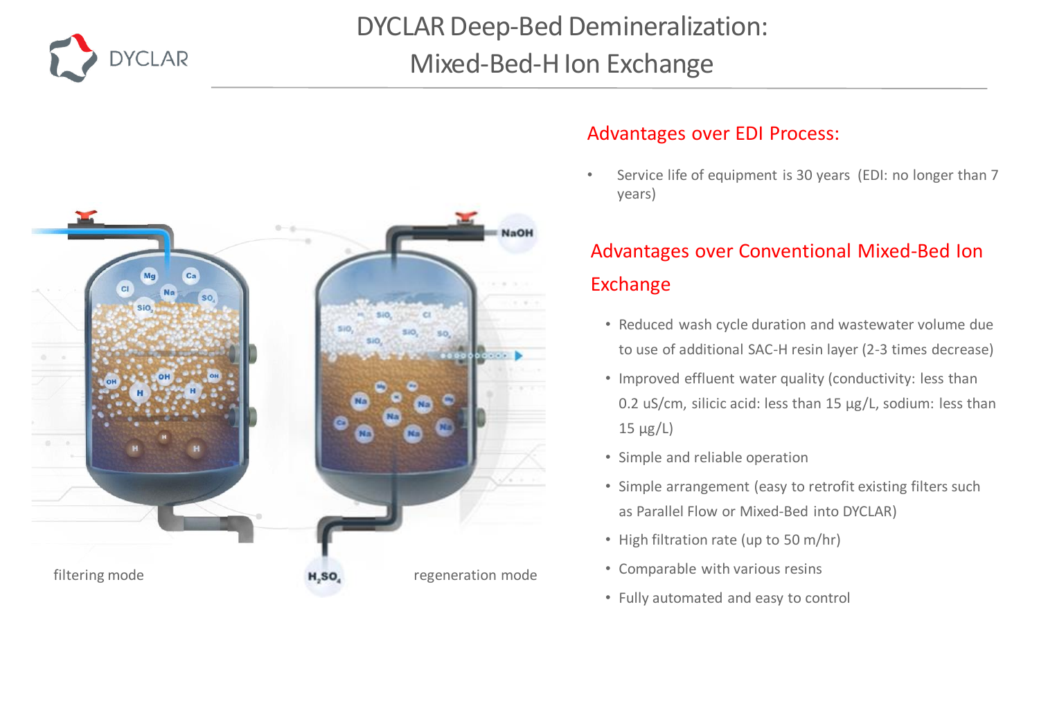# DYCLAR Deep-Bed Demineralization: Mixed-Bed-H Ion Exchange

filtering mode

$H_2SO_4$

regeneration mode

## Advantages over EDI Process:

- Service life of equipment is 30 years (EDI: no longer than 7 years)

## Advantages over Conventional Mixed-Bed Ion Exchange

- Reduced wash cycle duration and wastewater volume due to use of additional SAC-H resin layer (2-3 times decrease)
- Improved effluent water quality (conductivity: less than 0.2 uS/cm, silicic acid: less than 15 µg/L, sodium: less than 15 µg/L)
- Simple and reliable operation
- Simple arrangement (easy to retrofit existing filters such as Parallel Flow or Mixed-Bed into DYCLAR)
- High filtration rate (up to 50 m/hr)
- Comparable with various resins
- Fully automated and easy to control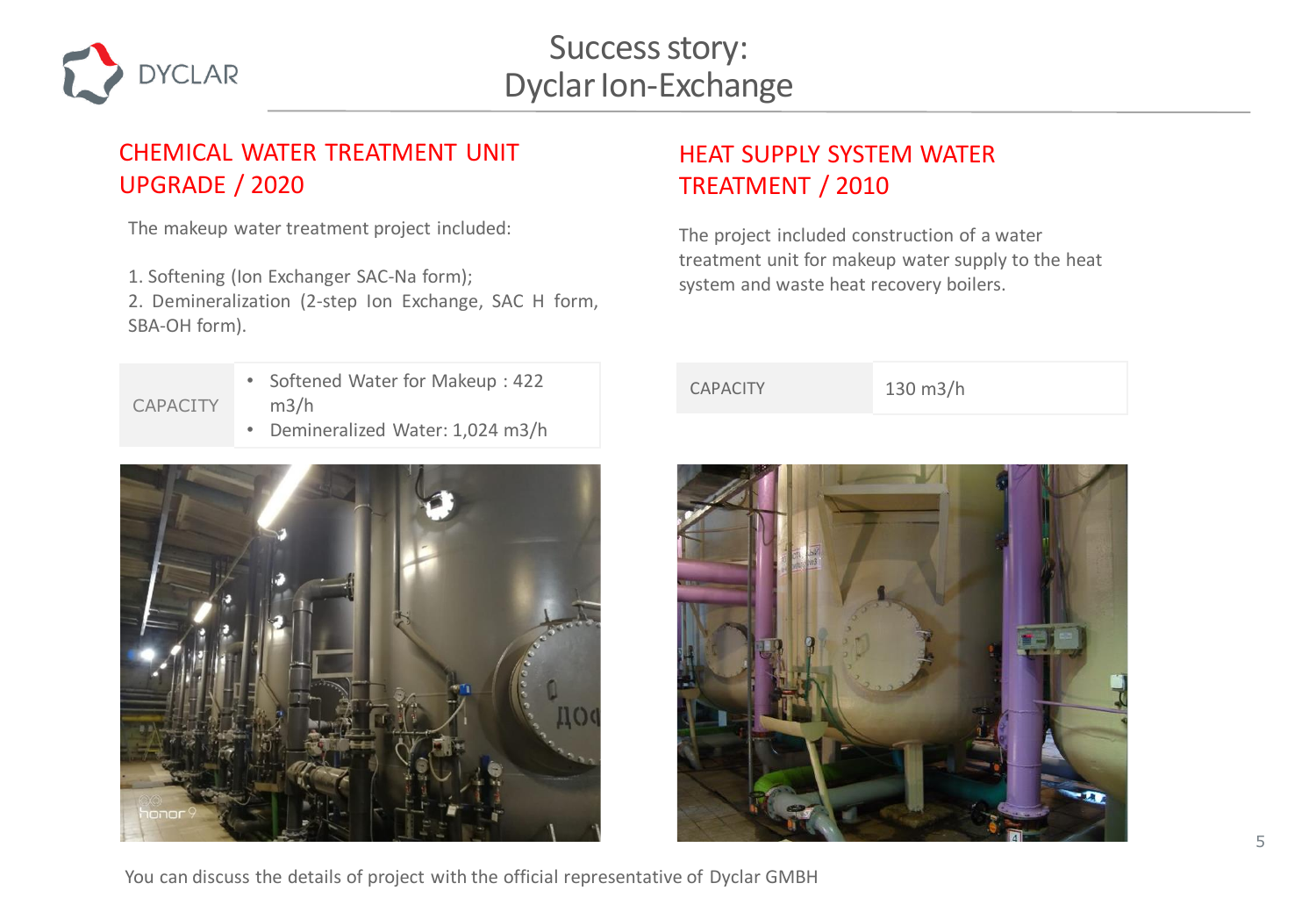# Success story: Dyclar Ion-Exchange

## CHEMICAL WATER TREATMENT UNIT UPGRADE / 2020

The makeup water treatment project included:

1. Softening (Ion Exchanger SAC-Na form);
2. Demineralization (2-step Ion Exchange, SAC H form, SBA-OH form).

| CAPACITY | • Softened Water for Makeup : 422 m3/h<br>• Demineralized Water: 1,024 m3/h |
|---|---|

## HEAT SUPPLY SYSTEM WATER TREATMENT / 2010

The project included construction of a water treatment unit for makeup water supply to the heat system and waste heat recovery boilers.

| CAPACITY | 130 m3/h |
|---|---|

You can discuss the details of project with the official representative of Dyclar GMBH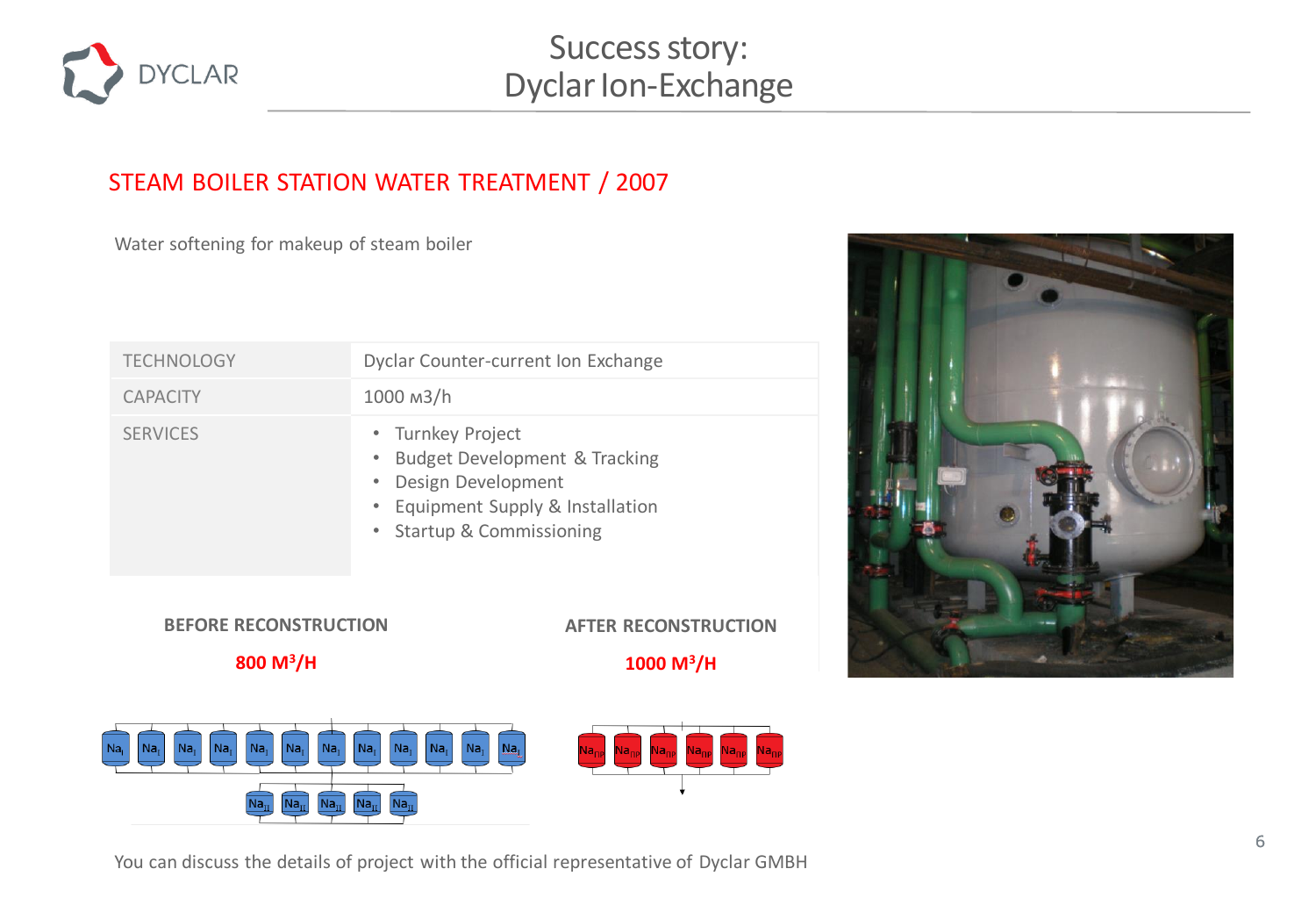# Success story: Dyclar Ion-Exchange

## STEAM BOILER STATION WATER TREATMENT / 2007

Water softening for makeup of steam boiler

| | |
|---|---|
| TECHNOLOGY | Dyclar Counter-current Ion Exchange |
| CAPACITY | 1000 м3/h |
| SERVICES | • Turnkey Project<br>• Budget Development & Tracking<br>• Design Development<br>• Equipment Supply & Installation<br>• Startup & Commissioning |

| BEFORE RECONSTRUCTION | AFTER RECONSTRUCTION |
|---|---|
| **800 M³/H** | **1000 M³/H** |

You can discuss the details of project with the official representative of Dyclar GMBH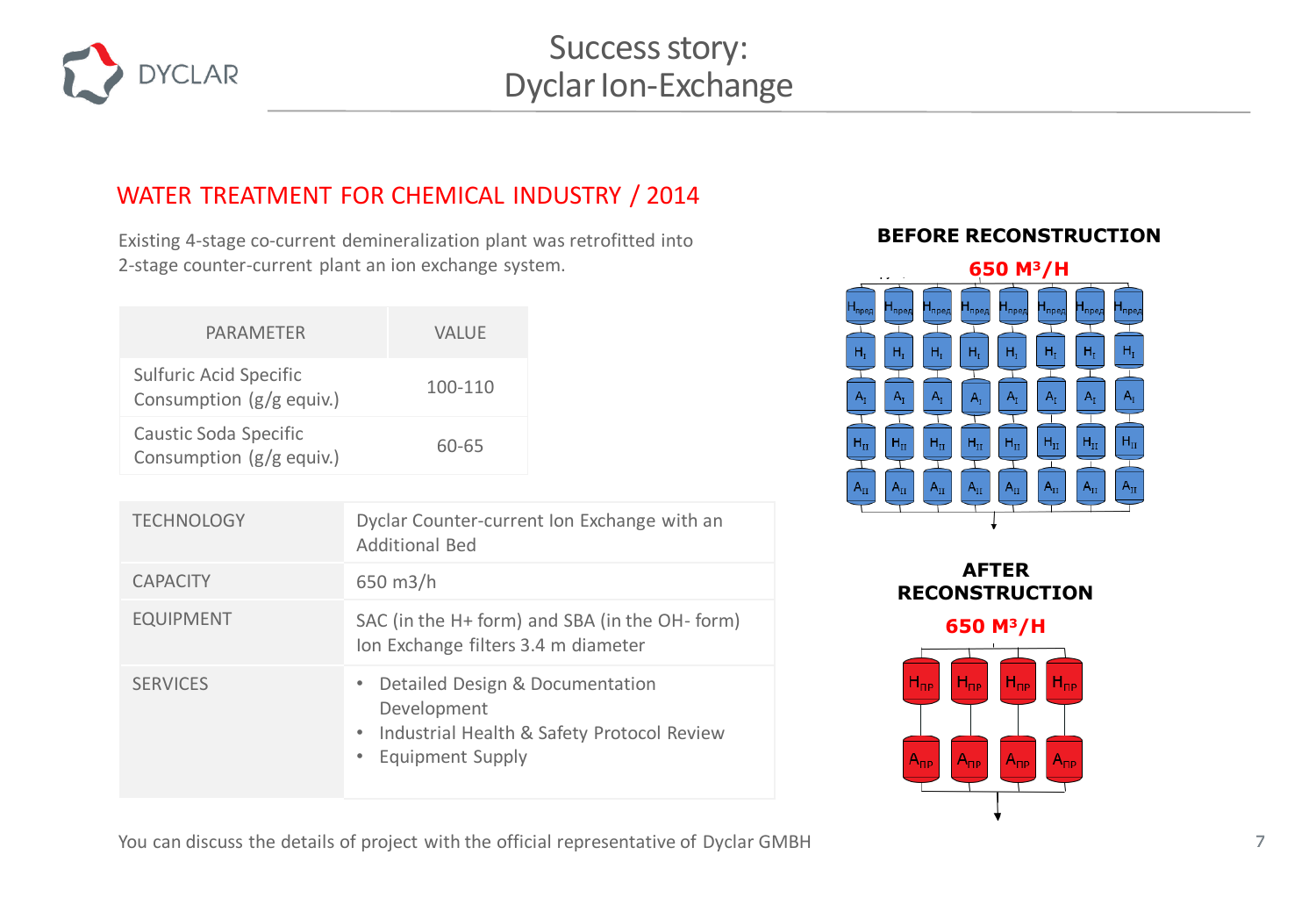# Success story: Dyclar Ion-Exchange

## WATER TREATMENT FOR CHEMICAL INDUSTRY / 2014

Existing 4-stage co-current demineralization plant was retrofitted into 2-stage counter-current plant an ion exchange system.

| PARAMETER | VALUE |
|---|---|
| Sulfuric Acid Specific Consumption (g/g equiv.) | 100-110 |
| Caustic Soda Specific Consumption (g/g equiv.) | 60-65 |

| | |
|---|---|
| TECHNOLOGY | Dyclar Counter-current Ion Exchange with an Additional Bed |
| CAPACITY | 650 m3/h |
| EQUIPMENT | SAC (in the H+ form) and SBA (in the OH- form) Ion Exchange filters 3.4 m diameter |
| SERVICES | • Detailed Design & Documentation Development<br>• Industrial Health & Safety Protocol Review<br>• Equipment Supply |

**BEFORE RECONSTRUCTION**

650 M³/H

**AFTER RECONSTRUCTION**

650 M³/H

You can discuss the details of project with the official representative of Dyclar GMBH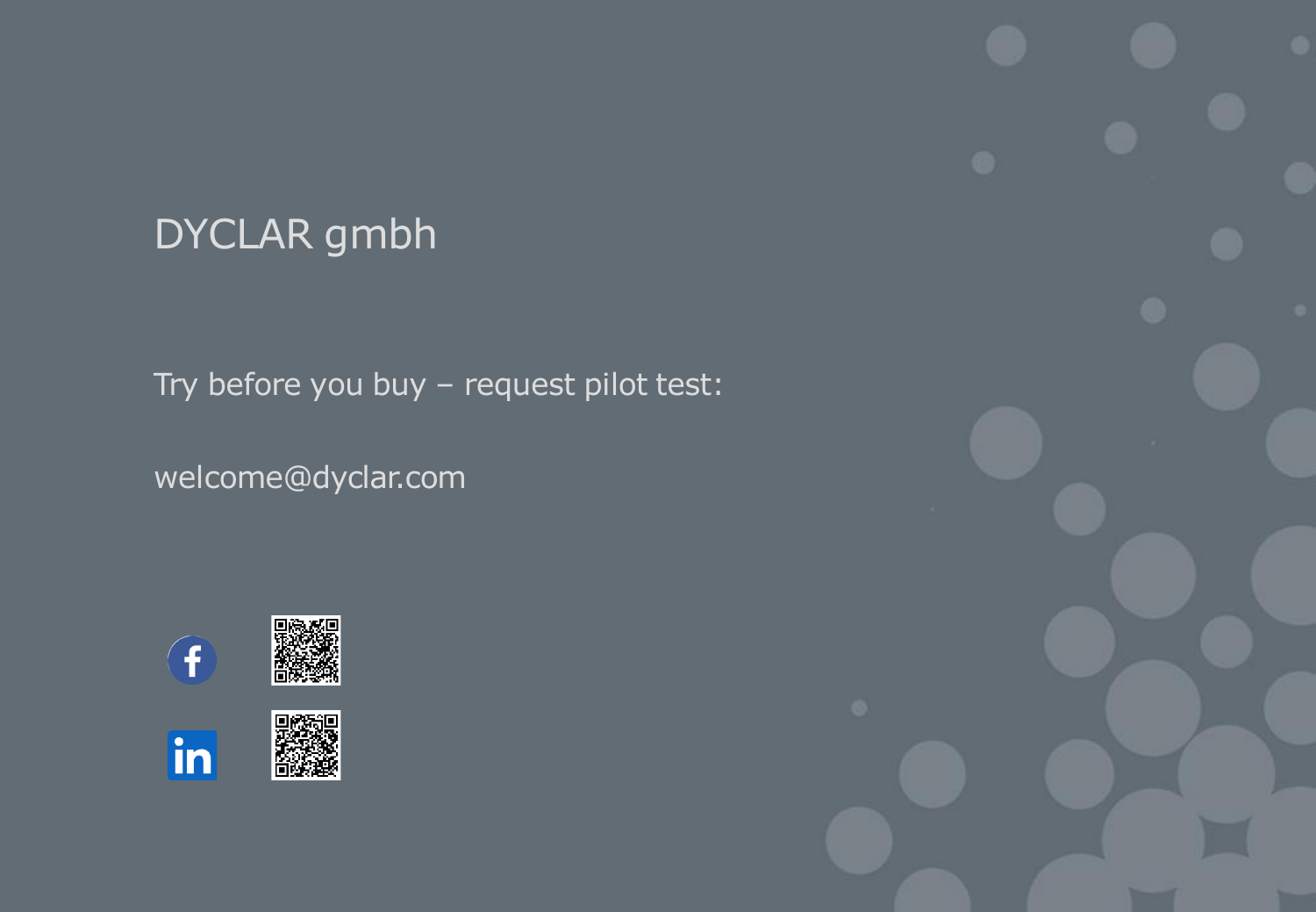DYCLAR gmbh

Try before you buy – request pilot test:

welcome@dyclar.com